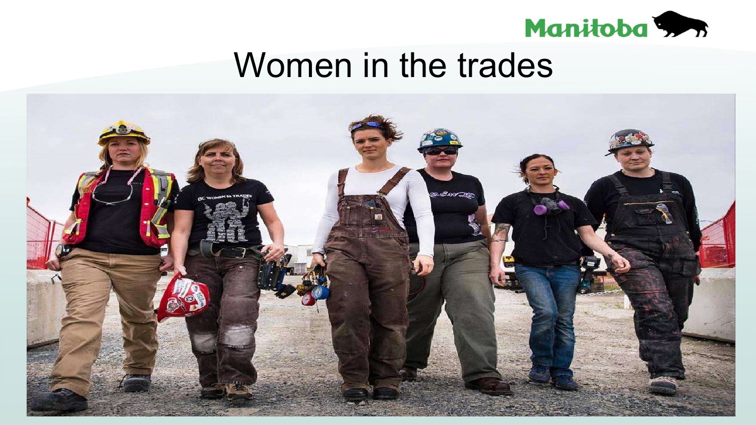Manitoba

# Women in the trades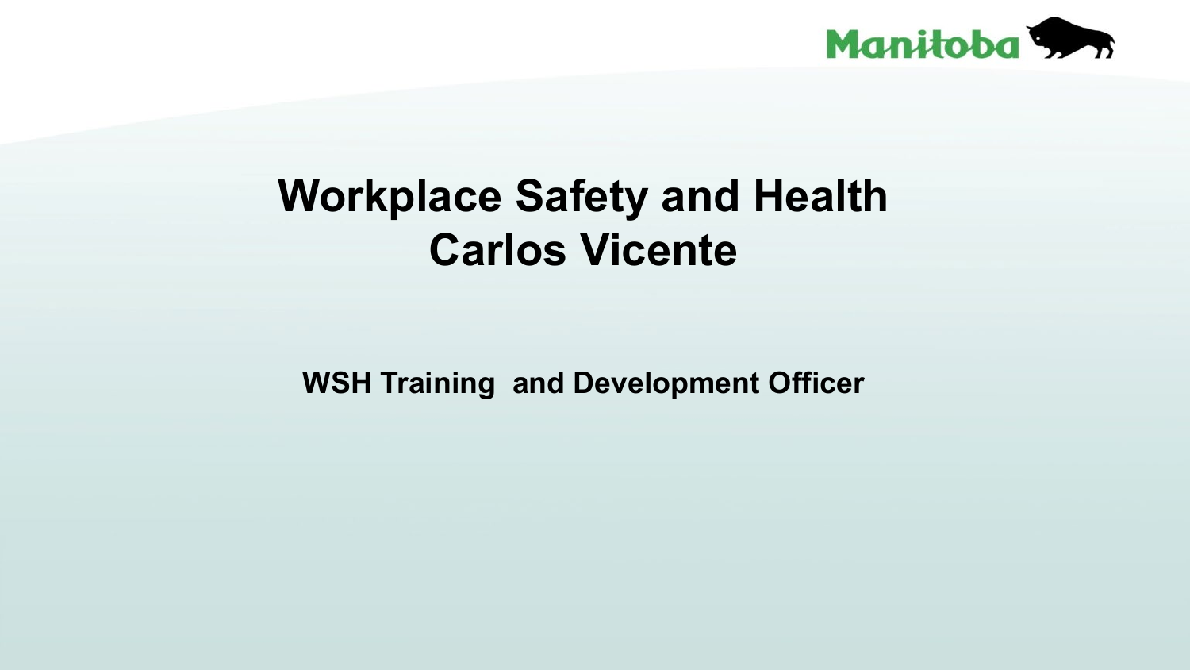Manitoba

# Workplace Safety and Health
# Carlos Vicente

**WSH Training and Development Officer**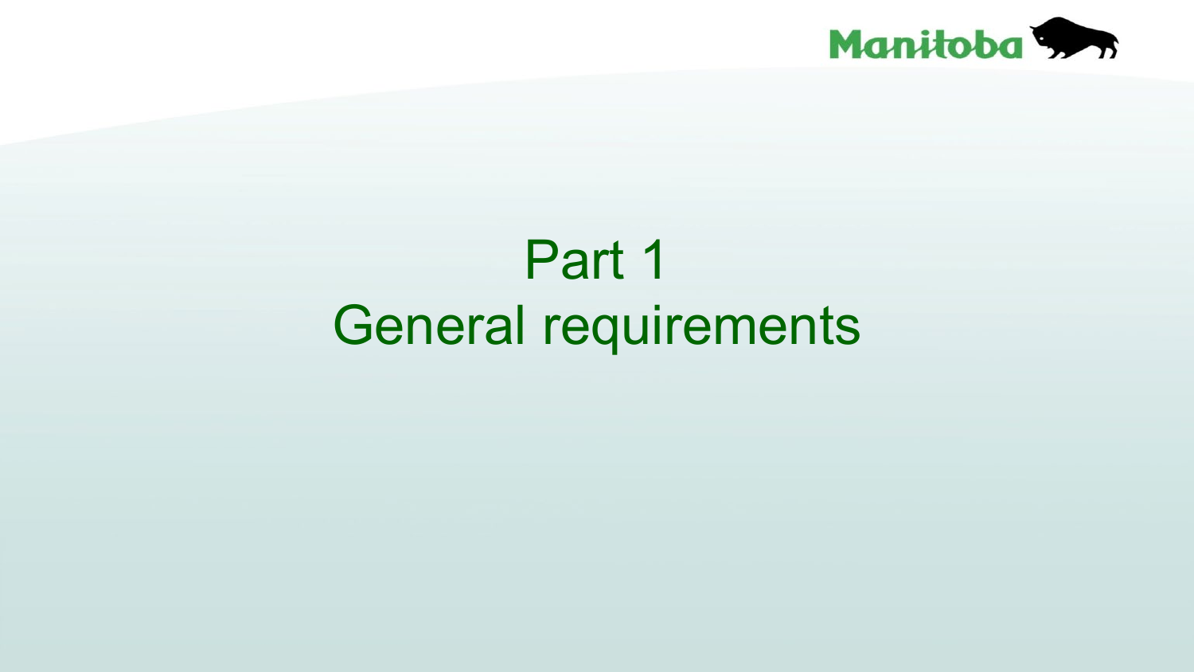# Part 1
# General requirements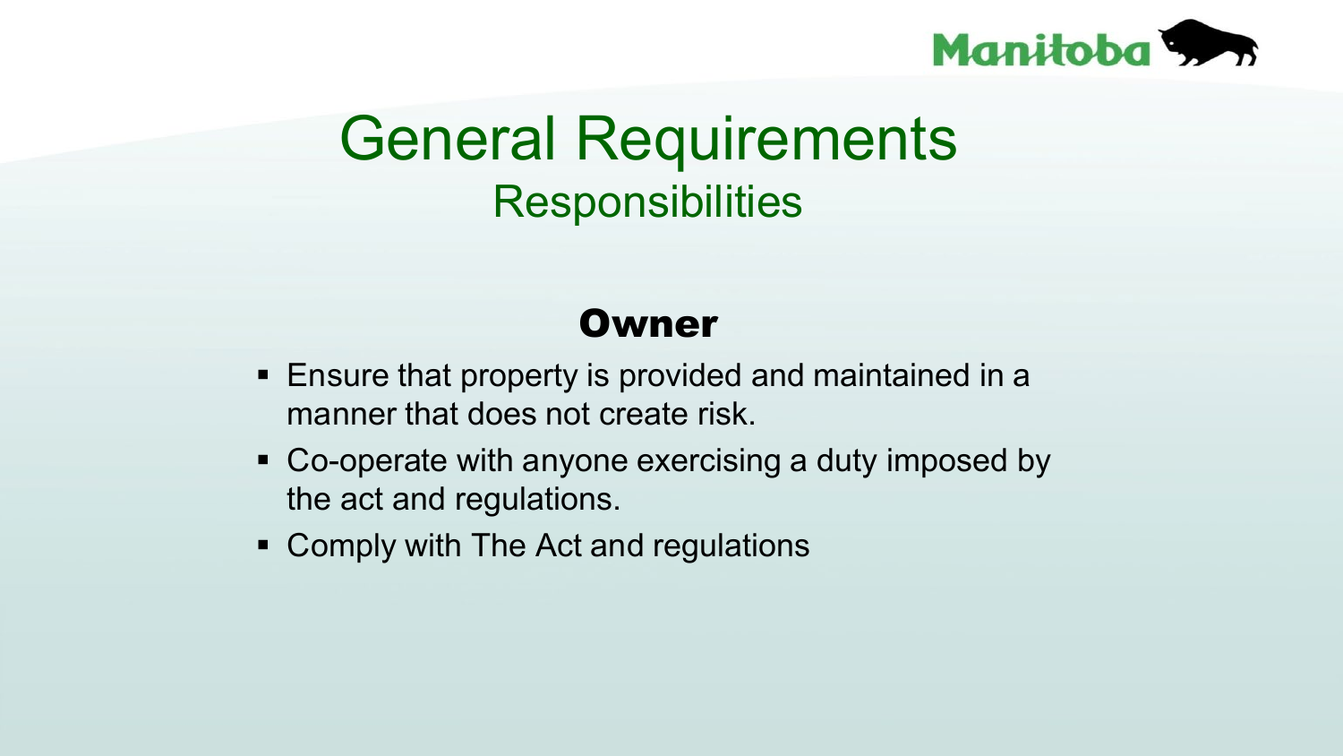# General Requirements

## Responsibilities

### Owner

- Ensure that property is provided and maintained in a manner that does not create risk.
- Co-operate with anyone exercising a duty imposed by the act and regulations.
- Comply with The Act and regulations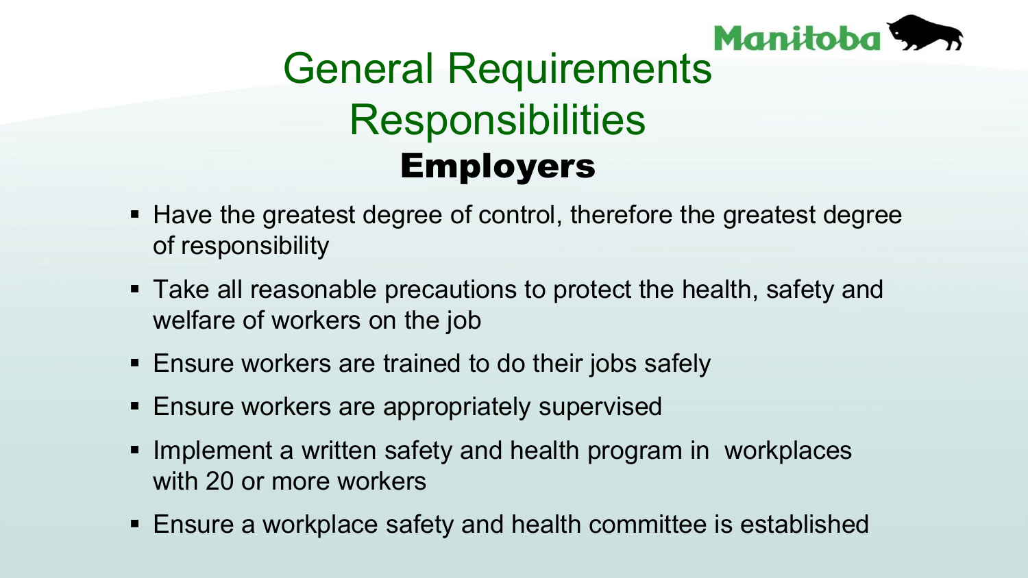# General Requirements Responsibilities

## Employers

- Have the greatest degree of control, therefore the greatest degree of responsibility
- Take all reasonable precautions to protect the health, safety and welfare of workers on the job
- Ensure workers are trained to do their jobs safely
- Ensure workers are appropriately supervised
- Implement a written safety and health program in workplaces with 20 or more workers
- Ensure a workplace safety and health committee is established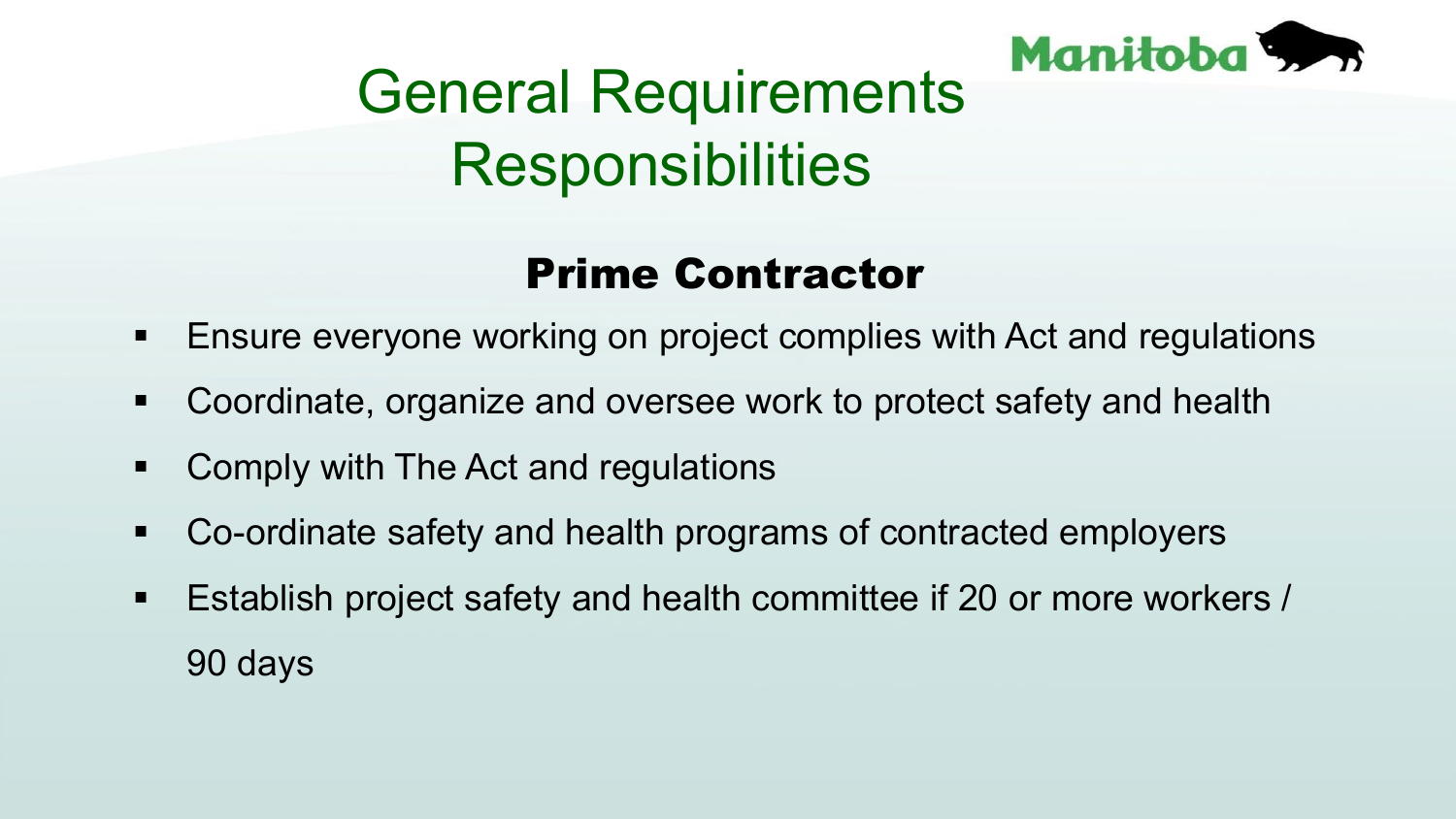# General Requirements Responsibilities

## Prime Contractor

- Ensure everyone working on project complies with Act and regulations
- Coordinate, organize and oversee work to protect safety and health
- Comply with The Act and regulations
- Co-ordinate safety and health programs of contracted employers
- Establish project safety and health committee if 20 or more workers / 90 days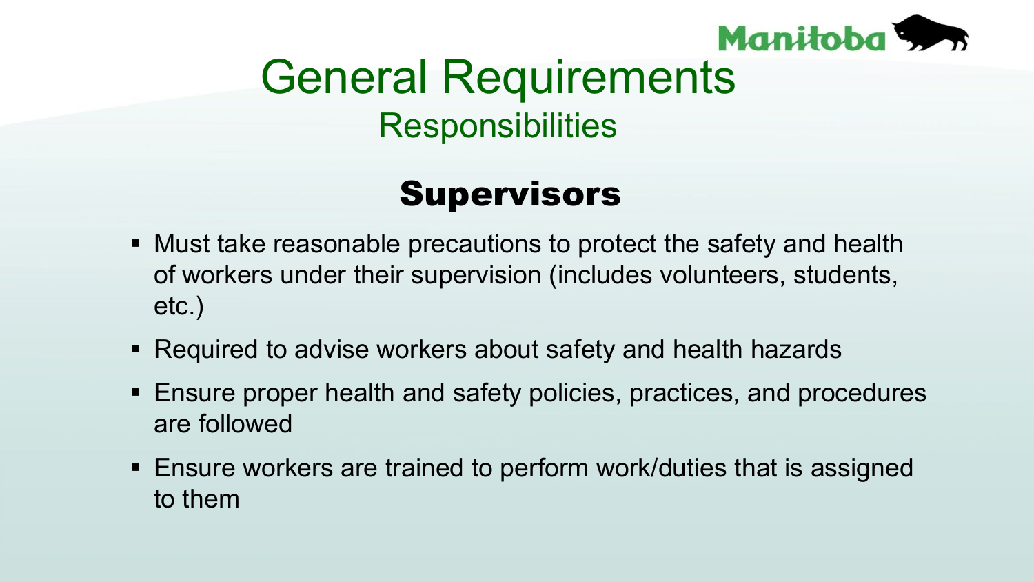# General Requirements

## Responsibilities

### Supervisors

- Must take reasonable precautions to protect the safety and health of workers under their supervision (includes volunteers, students, etc.)
- Required to advise workers about safety and health hazards
- Ensure proper health and safety policies, practices, and procedures are followed
- Ensure workers are trained to perform work/duties that is assigned to them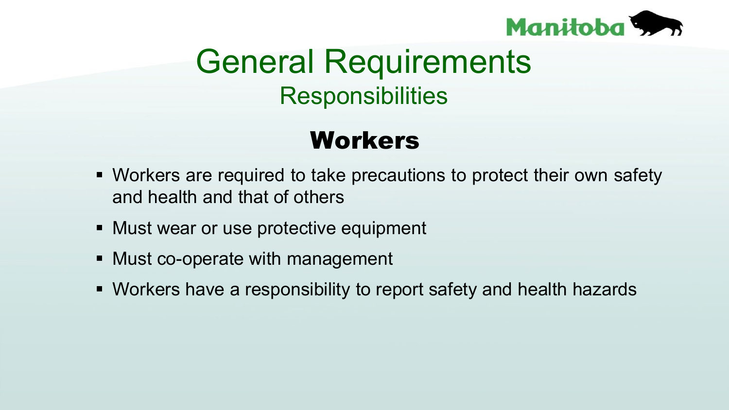# General Requirements

## Responsibilities

### Workers

- Workers are required to take precautions to protect their own safety and health and that of others
- Must wear or use protective equipment
- Must co-operate with management
- Workers have a responsibility to report safety and health hazards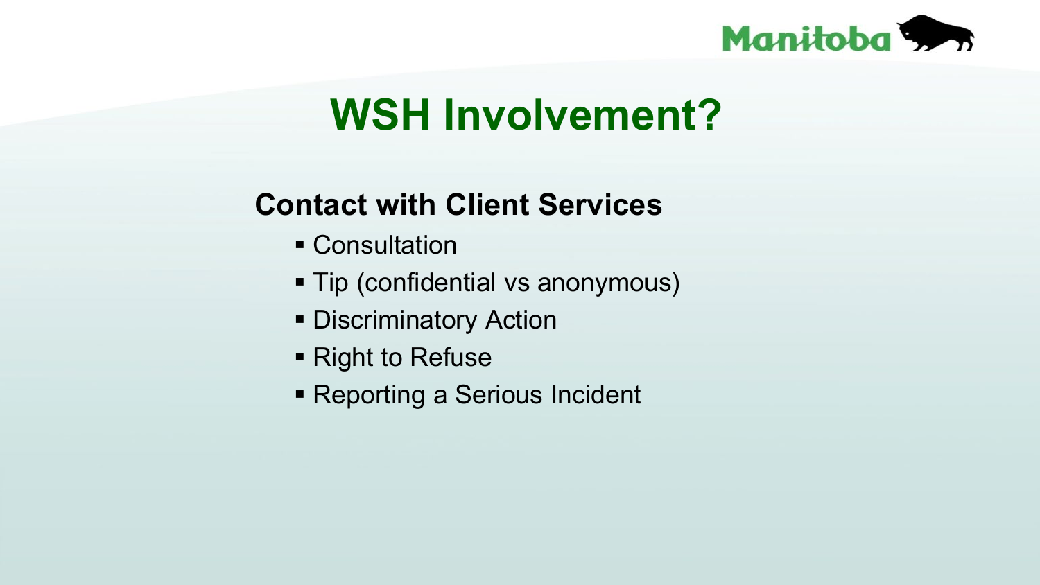# WSH Involvement?

## Contact with Client Services

- Consultation
- Tip (confidential vs anonymous)
- Discriminatory Action
- Right to Refuse
- Reporting a Serious Incident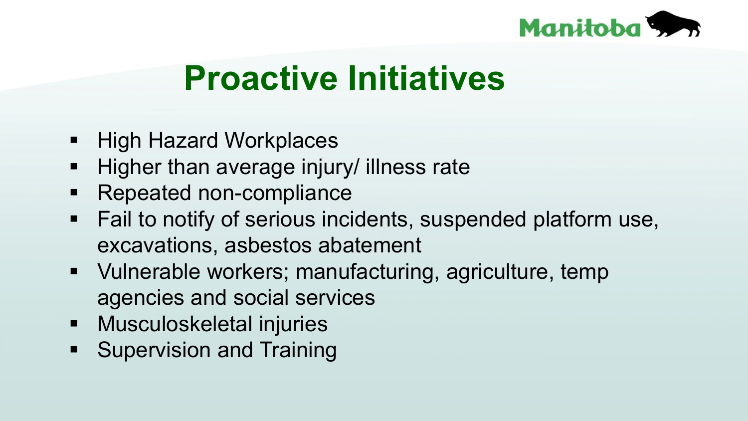# Proactive Initiatives

- High Hazard Workplaces
- Higher than average injury/ illness rate
- Repeated non-compliance
- Fail to notify of serious incidents, suspended platform use, excavations, asbestos abatement
- Vulnerable workers; manufacturing, agriculture, temp agencies and social services
- Musculoskeletal injuries
- Supervision and Training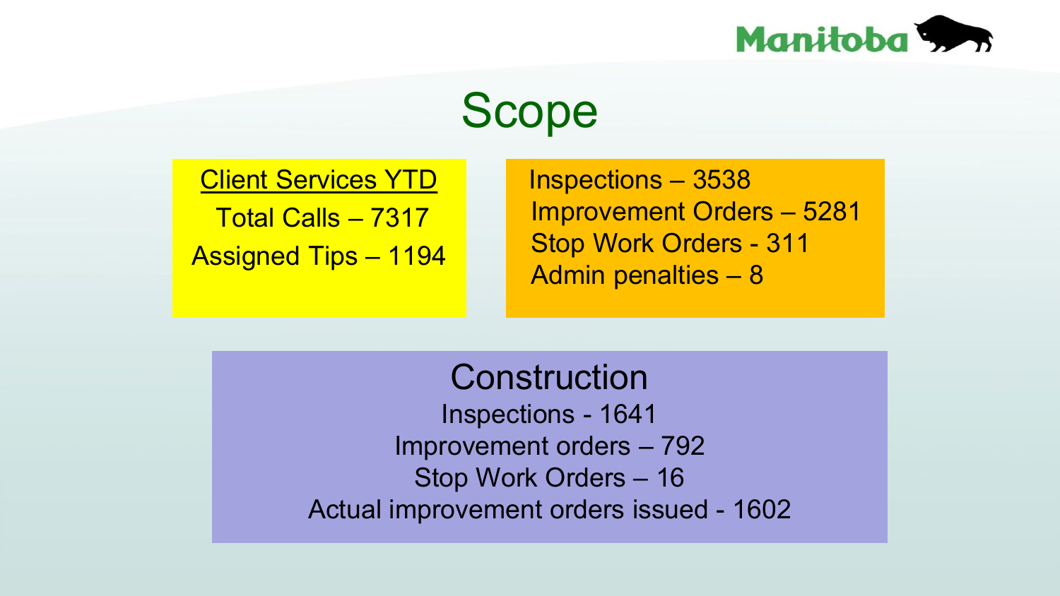# Scope

**Client Services YTD**

Total Calls – 7317

Assigned Tips – 1194

Inspections – 3538

Improvement Orders – 5281

Stop Work Orders - 311

Admin penalties – 8

## Construction

Inspections - 1641

Improvement orders – 792

Stop Work Orders – 16

Actual improvement orders issued - 1602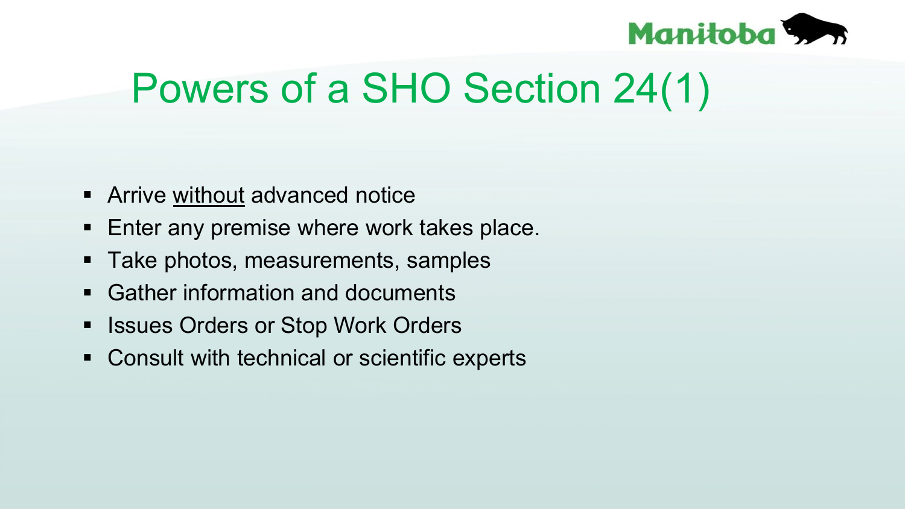# Powers of a SHO Section 24(1)

- Arrive <u>without</u> advanced notice
- Enter any premise where work takes place.
- Take photos, measurements, samples
- Gather information and documents
- Issues Orders or Stop Work Orders
- Consult with technical or scientific experts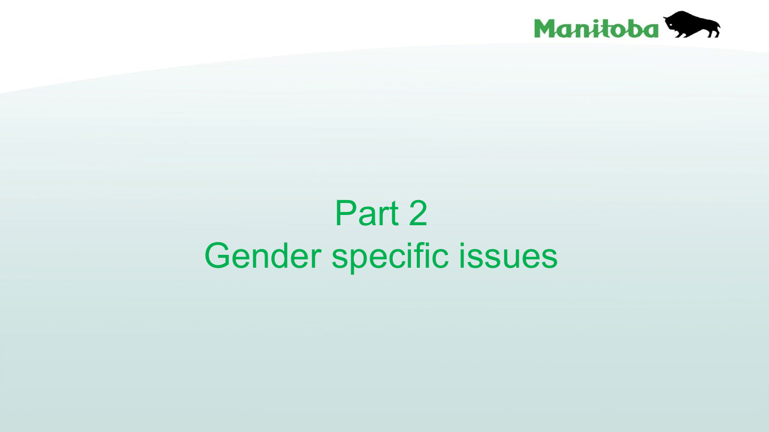# Part 2
# Gender specific issues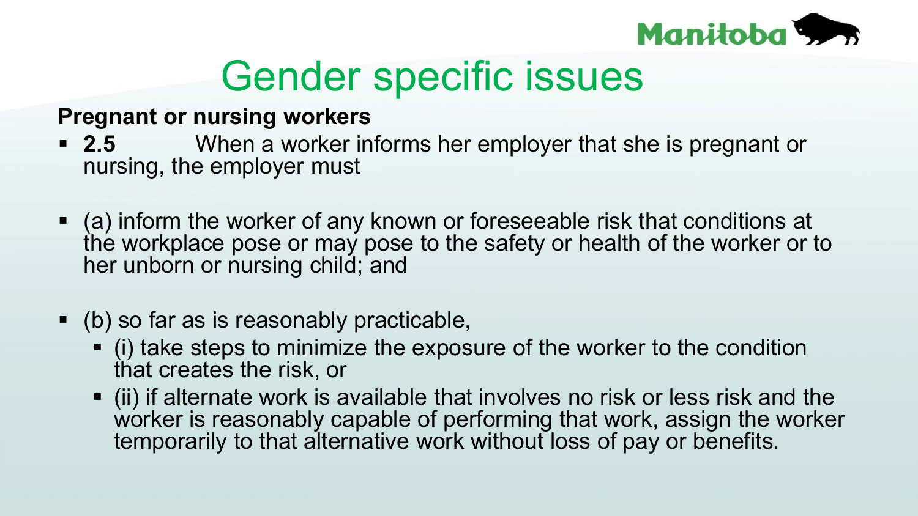# Gender specific issues

**Pregnant or nursing workers**

- **2.5** When a worker informs her employer that she is pregnant or nursing, the employer must
- (a) inform the worker of any known or foreseeable risk that conditions at the workplace pose or may pose to the safety or health of the worker or to her unborn or nursing child; and
- (b) so far as is reasonably practicable,
  - (i) take steps to minimize the exposure of the worker to the condition that creates the risk, or
  - (ii) if alternate work is available that involves no risk or less risk and the worker is reasonably capable of performing that work, assign the worker temporarily to that alternative work without loss of pay or benefits.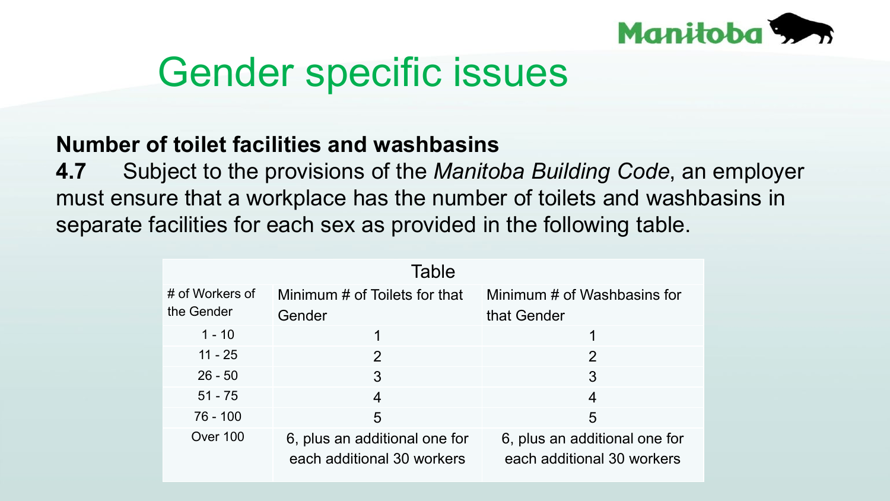# Gender specific issues

**Number of toilet facilities and washbasins**

**4.7** Subject to the provisions of the *Manitoba Building Code*, an employer must ensure that a workplace has the number of toilets and washbasins in separate facilities for each sex as provided in the following table.

Table

| # of Workers of the Gender | Minimum # of Toilets for that Gender | Minimum # of Washbasins for that Gender |
|---|---|---|
| 1 - 10 | 1 | 1 |
| 11 - 25 | 2 | 2 |
| 26 - 50 | 3 | 3 |
| 51 - 75 | 4 | 4 |
| 76 - 100 | 5 | 5 |
| Over 100 | 6, plus an additional one for each additional 30 workers | 6, plus an additional one for each additional 30 workers |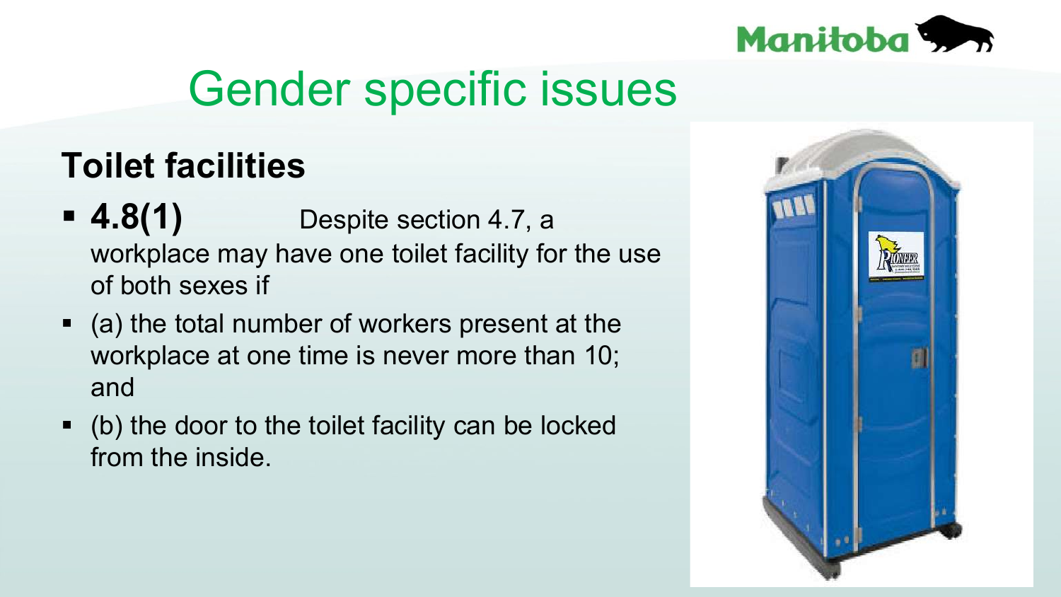# Gender specific issues

## Toilet facilities

- **4.8(1)** Despite section 4.7, a workplace may have one toilet facility for the use of both sexes if
- (a) the total number of workers present at the workplace at one time is never more than 10; and
- (b) the door to the toilet facility can be locked from the inside.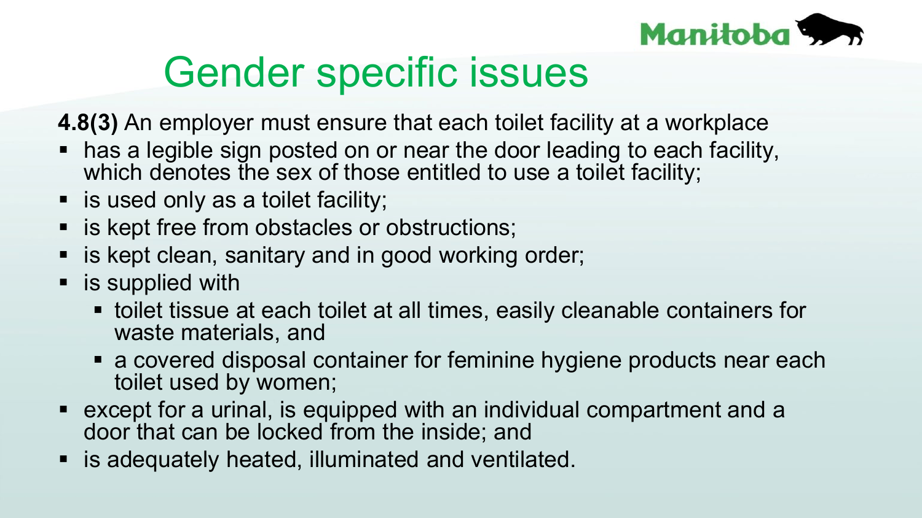# Gender specific issues

**4.8(3)** An employer must ensure that each toilet facility at a workplace

- has a legible sign posted on or near the door leading to each facility, which denotes the sex of those entitled to use a toilet facility;
- is used only as a toilet facility;
- is kept free from obstacles or obstructions;
- is kept clean, sanitary and in good working order;
- is supplied with
  - toilet tissue at each toilet at all times, easily cleanable containers for waste materials, and
  - a covered disposal container for feminine hygiene products near each toilet used by women;
- except for a urinal, is equipped with an individual compartment and a door that can be locked from the inside; and
- is adequately heated, illuminated and ventilated.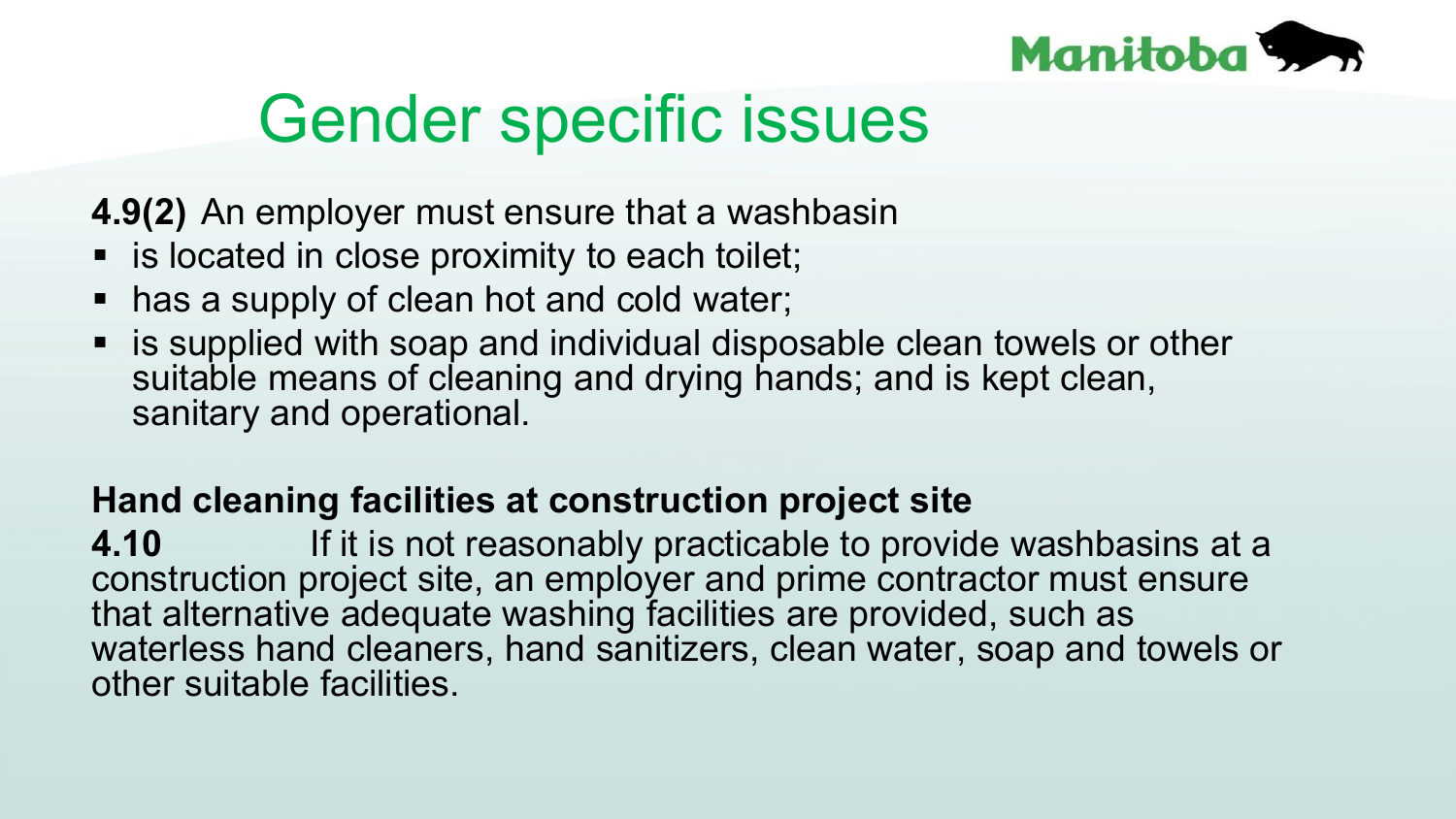# Gender specific issues

**4.9(2)** An employer must ensure that a washbasin

- is located in close proximity to each toilet;
- has a supply of clean hot and cold water;
- is supplied with soap and individual disposable clean towels or other suitable means of cleaning and drying hands; and is kept clean, sanitary and operational.

**Hand cleaning facilities at construction project site**

**4.10** If it is not reasonably practicable to provide washbasins at a construction project site, an employer and prime contractor must ensure that alternative adequate washing facilities are provided, such as waterless hand cleaners, hand sanitizers, clean water, soap and towels or other suitable facilities.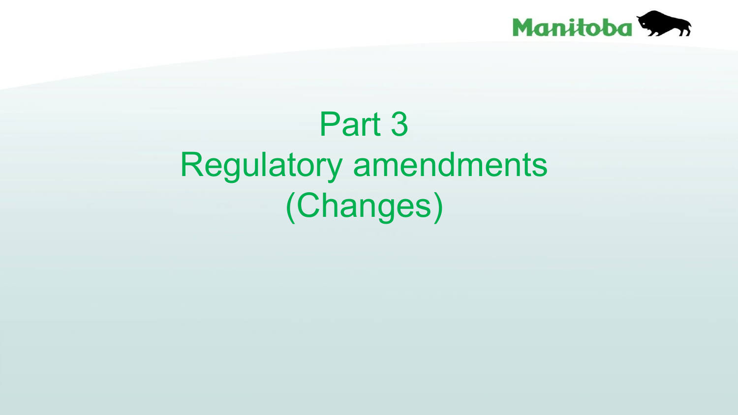# Part 3
# Regulatory amendments
# (Changes)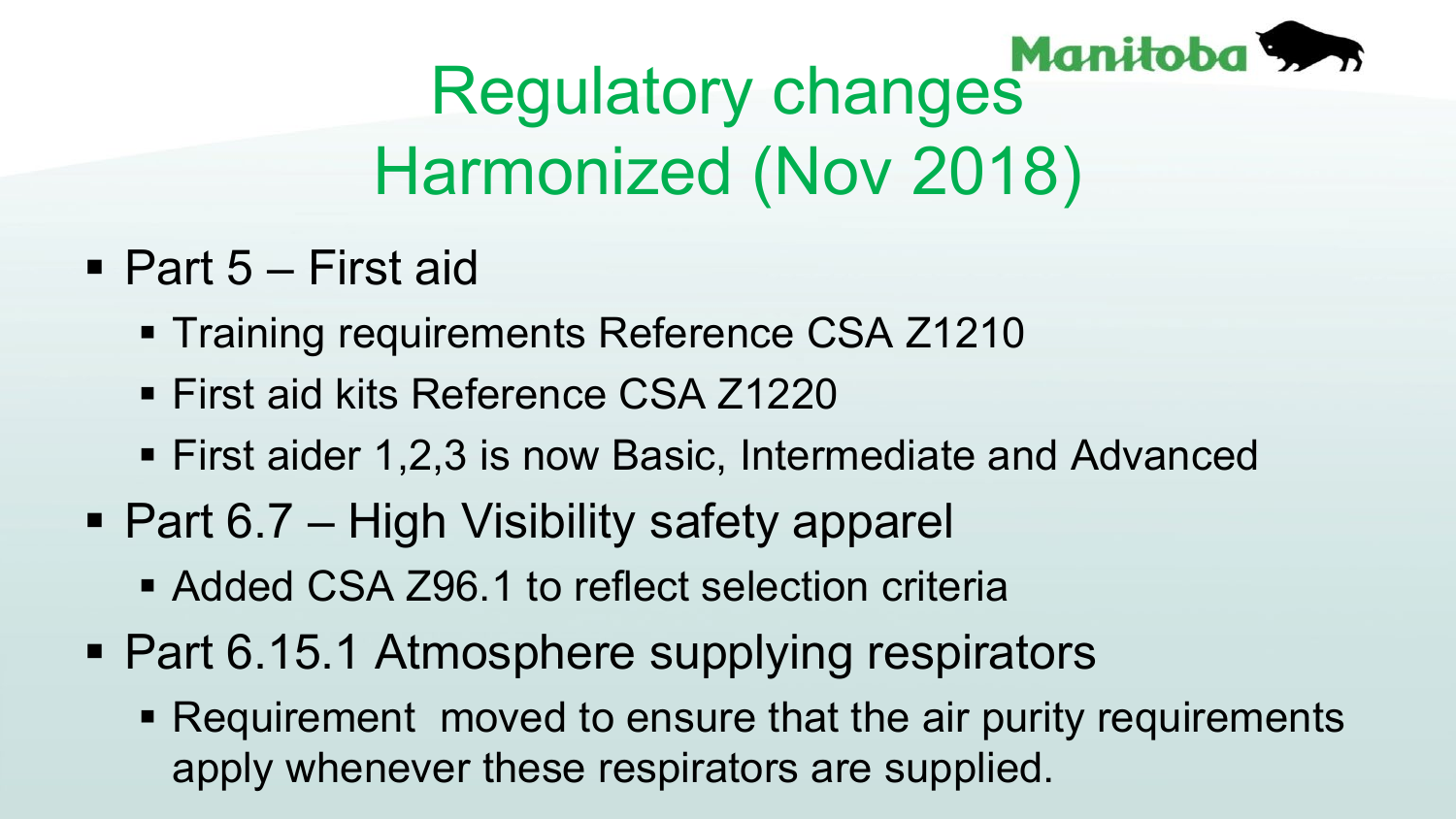# Regulatory changes Harmonized (Nov 2018)

- Part 5 – First aid
  - Training requirements Reference CSA Z1210
  - First aid kits Reference CSA Z1220
  - First aider 1,2,3 is now Basic, Intermediate and Advanced
- Part 6.7 – High Visibility safety apparel
  - Added CSA Z96.1 to reflect selection criteria
- Part 6.15.1 Atmosphere supplying respirators
  - Requirement moved to ensure that the air purity requirements apply whenever these respirators are supplied.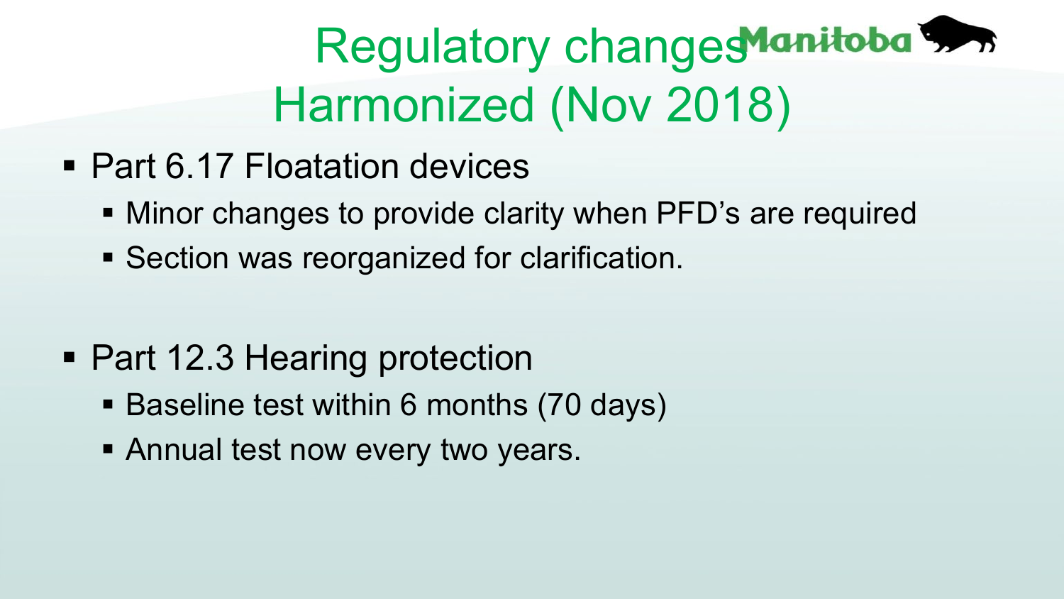# Regulatory changes Harmonized (Nov 2018)

Manitoba

- Part 6.17 Floatation devices
  - Minor changes to provide clarity when PFD's are required
  - Section was reorganized for clarification.
- Part 12.3 Hearing protection
  - Baseline test within 6 months (70 days)
  - Annual test now every two years.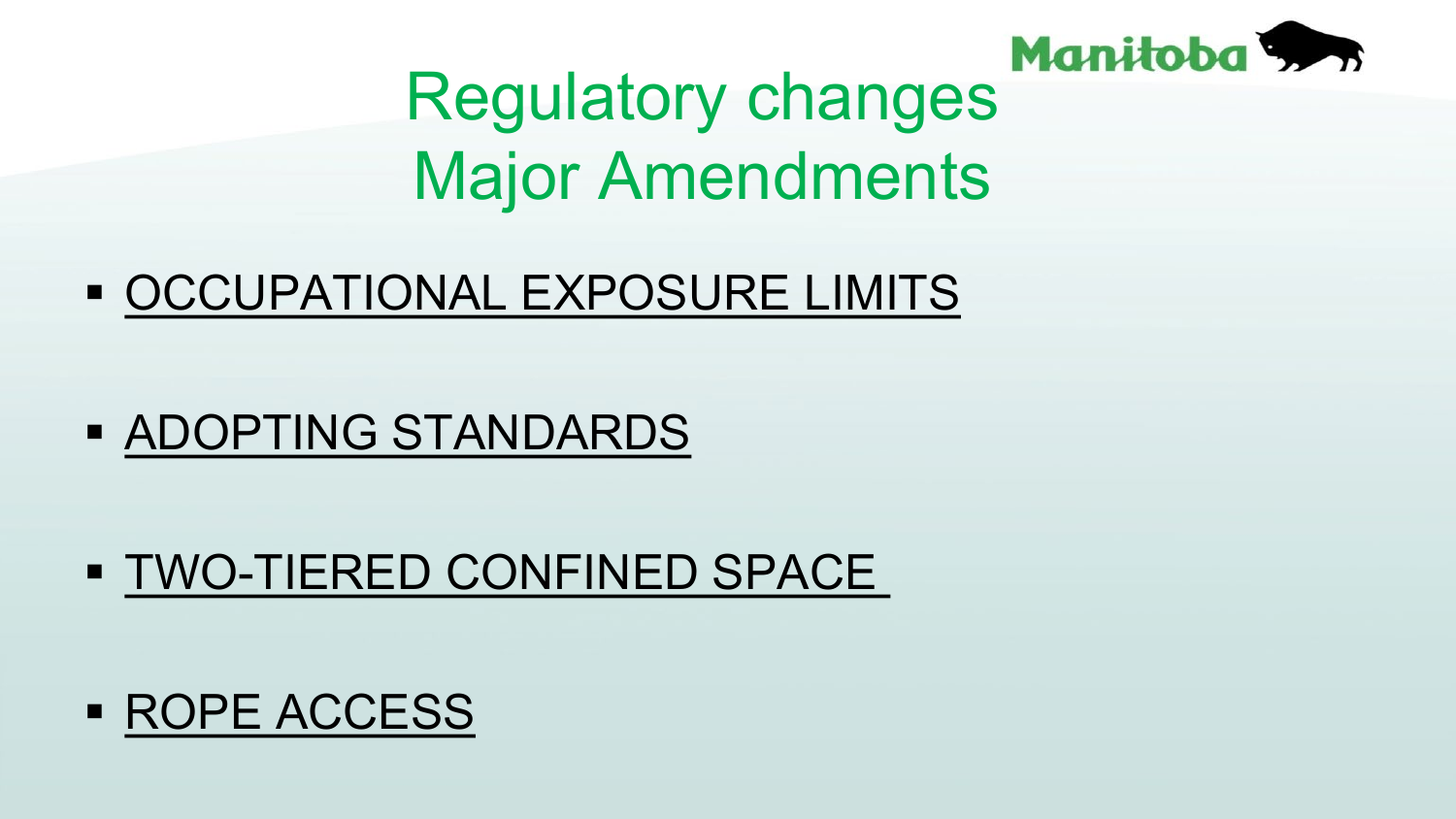# Regulatory changes
# Major Amendments

- <u>OCCUPATIONAL EXPOSURE LIMITS</u>
- <u>ADOPTING STANDARDS</u>
- <u>TWO-TIERED CONFINED SPACE</u>
- <u>ROPE ACCESS</u>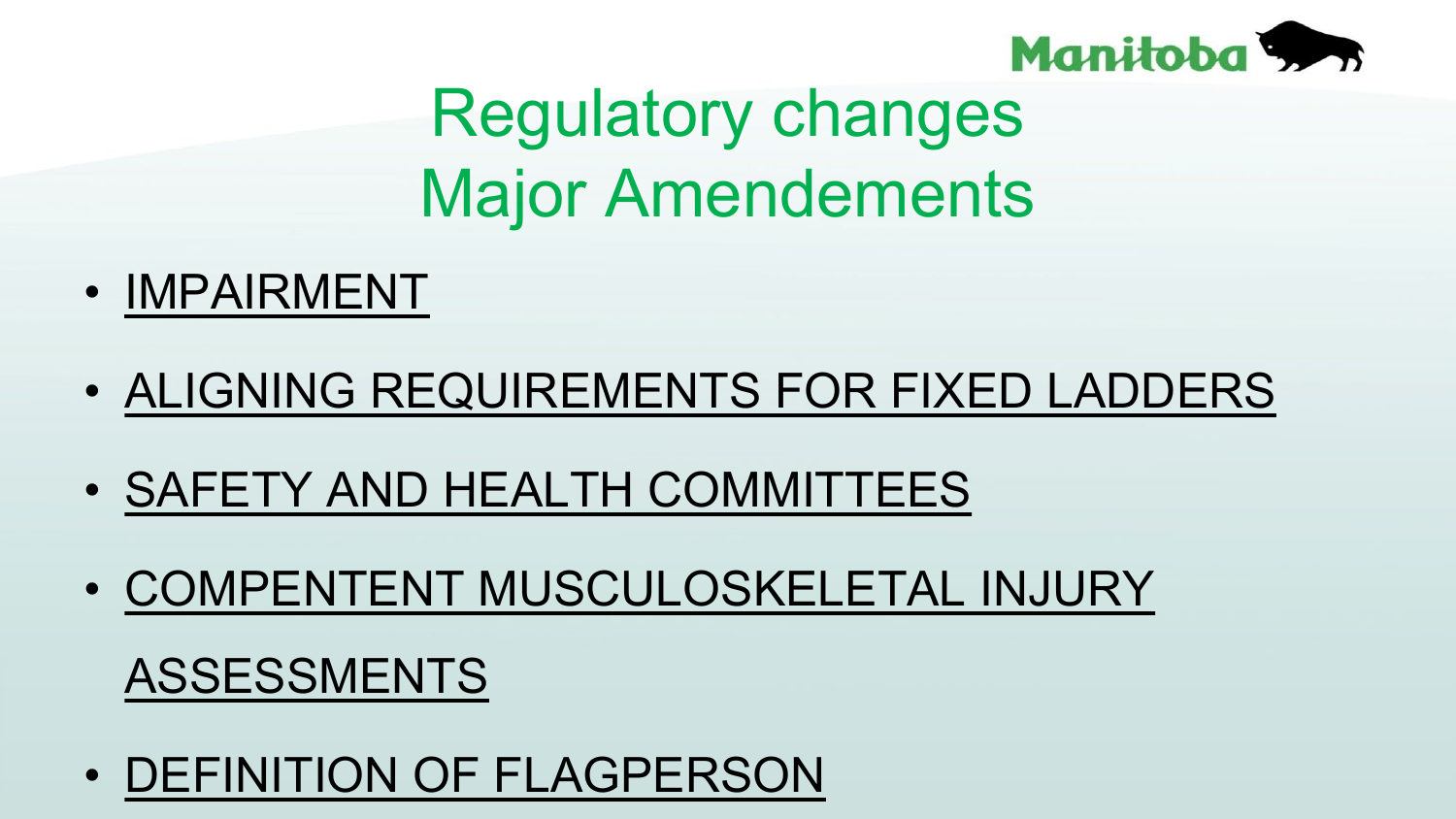# Regulatory changes
# Major Amendements

- IMPAIRMENT
- ALIGNING REQUIREMENTS FOR FIXED LADDERS
- SAFETY AND HEALTH COMMITTEES
- COMPENTENT MUSCULOSKELETAL INJURY ASSESSMENTS
- DEFINITION OF FLAGPERSON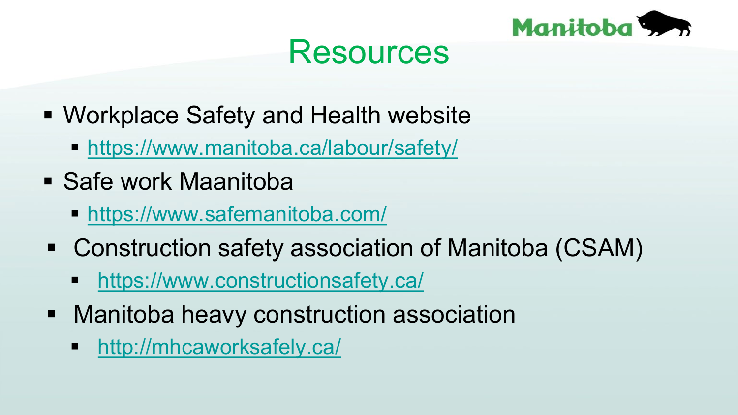# Resources

- Workplace Safety and Health website
  - https://www.manitoba.ca/labour/safety/
- Safe work Maanitoba
  - https://www.safemanitoba.com/
- Construction safety association of Manitoba (CSAM)
  - https://www.constructionsafety.ca/
- Manitoba heavy construction association
  - http://mhcaworksafely.ca/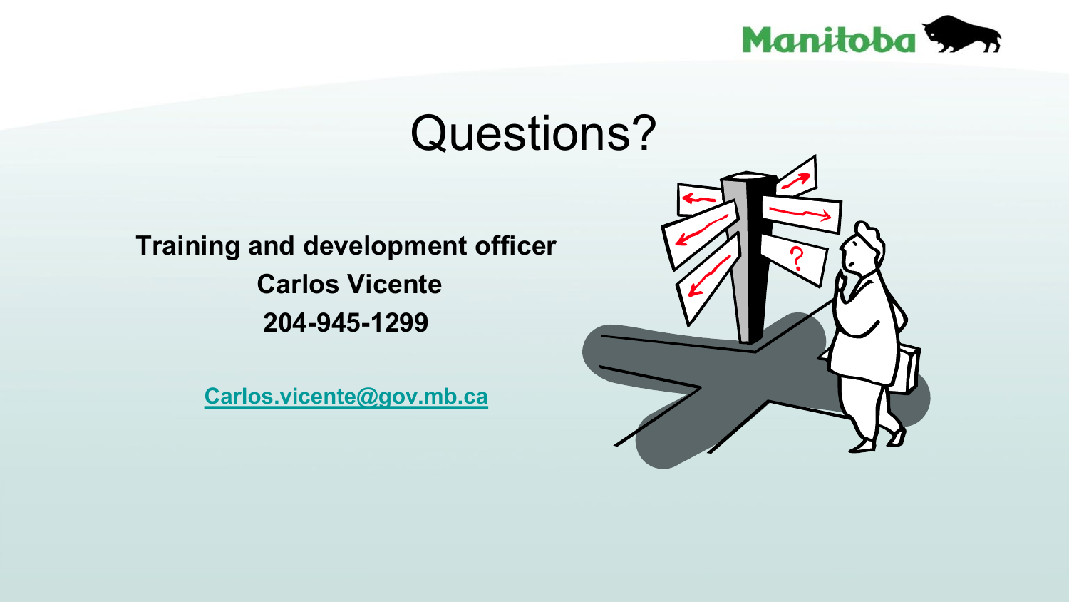# Questions?

**Training and development officer**
**Carlos Vicente**
**204-945-1299**

[Carlos.vicente@gov.mb.ca](mailto:Carlos.vicente@gov.mb.ca)